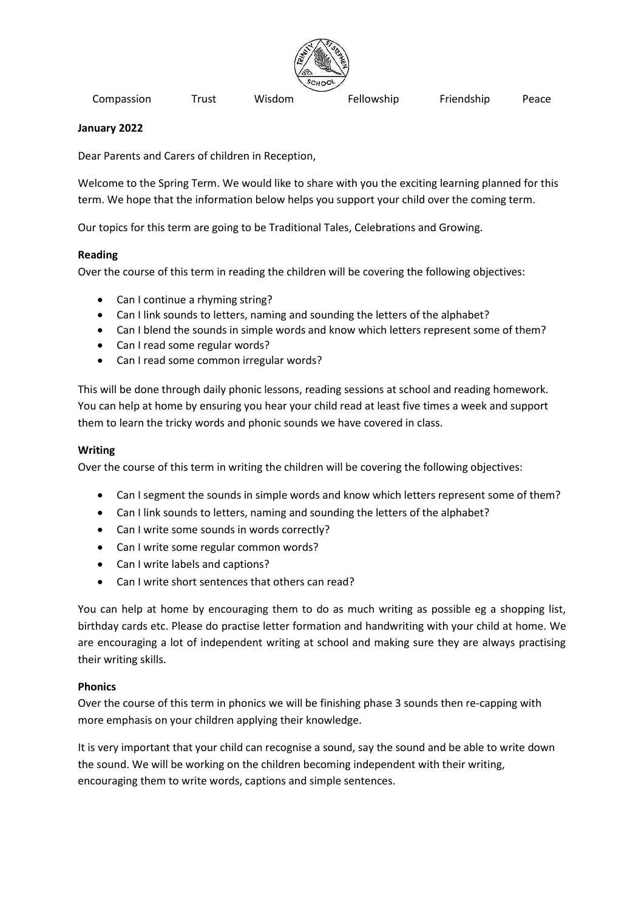Compassion Trust Wisdom Fellowship Friendship Peace

**January 2022**

Dear Parents and Carers of children in Reception,

Welcome to the Spring Term. We would like to share with you the exciting learning planned for this term. We hope that the information below helps you support your child over the coming term.

Our topics for this term are going to be Traditional Tales, Celebrations and Growing.

**Reading**

Over the course of this term in reading the children will be covering the following objectives:

- Can I continue a rhyming string?
- Can I link sounds to letters, naming and sounding the letters of the alphabet?
- Can I blend the sounds in simple words and know which letters represent some of them?
- Can I read some regular words?
- Can I read some common irregular words?

This will be done through daily phonic lessons, reading sessions at school and reading homework. You can help at home by ensuring you hear your child read at least five times a week and support them to learn the tricky words and phonic sounds we have covered in class.

**Writing**

Over the course of this term in writing the children will be covering the following objectives:

- Can I segment the sounds in simple words and know which letters represent some of them?
- Can I link sounds to letters, naming and sounding the letters of the alphabet?
- Can I write some sounds in words correctly?
- Can I write some regular common words?
- Can I write labels and captions?
- Can I write short sentences that others can read?

You can help at home by encouraging them to do as much writing as possible eg a shopping list, birthday cards etc. Please do practise letter formation and handwriting with your child at home. We are encouraging a lot of independent writing at school and making sure they are always practising their writing skills.

**Phonics**

Over the course of this term in phonics we will be finishing phase 3 sounds then re-capping with more emphasis on your children applying their knowledge.

It is very important that your child can recognise a sound, say the sound and be able to write down the sound. We will be working on the children becoming independent with their writing, encouraging them to write words, captions and simple sentences.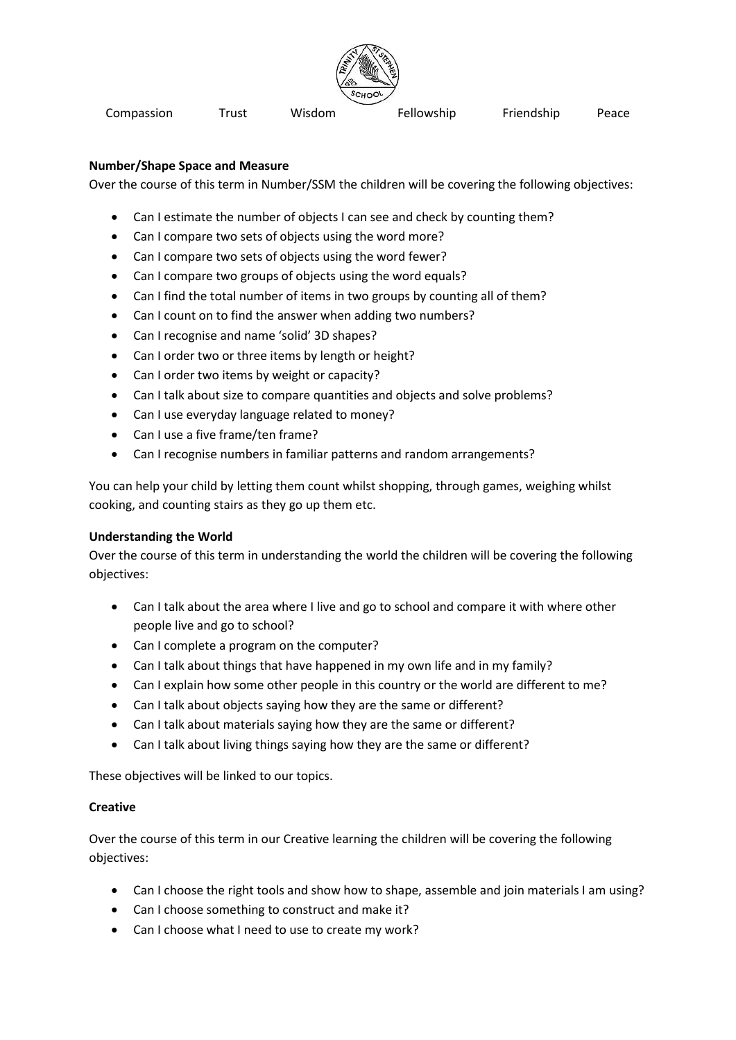Compassion Trust Wisdom Fellowship Friendship Peace

**Number/Shape Space and Measure**

Over the course of this term in Number/SSM the children will be covering the following objectives:

- Can I estimate the number of objects I can see and check by counting them?
- Can I compare two sets of objects using the word more?
- Can I compare two sets of objects using the word fewer?
- Can I compare two groups of objects using the word equals?
- Can I find the total number of items in two groups by counting all of them?
- Can I count on to find the answer when adding two numbers?
- Can I recognise and name 'solid' 3D shapes?
- Can I order two or three items by length or height?
- Can I order two items by weight or capacity?
- Can I talk about size to compare quantities and objects and solve problems?
- Can I use everyday language related to money?
- Can I use a five frame/ten frame?
- Can I recognise numbers in familiar patterns and random arrangements?

You can help your child by letting them count whilst shopping, through games, weighing whilst cooking, and counting stairs as they go up them etc.

**Understanding the World**

Over the course of this term in understanding the world the children will be covering the following objectives:

- Can I talk about the area where I live and go to school and compare it with where other people live and go to school?
- Can I complete a program on the computer?
- Can I talk about things that have happened in my own life and in my family?
- Can I explain how some other people in this country or the world are different to me?
- Can I talk about objects saying how they are the same or different?
- Can I talk about materials saying how they are the same or different?
- Can I talk about living things saying how they are the same or different?

These objectives will be linked to our topics.

**Creative**

Over the course of this term in our Creative learning the children will be covering the following objectives:

- Can I choose the right tools and show how to shape, assemble and join materials I am using?
- Can I choose something to construct and make it?
- Can I choose what I need to use to create my work?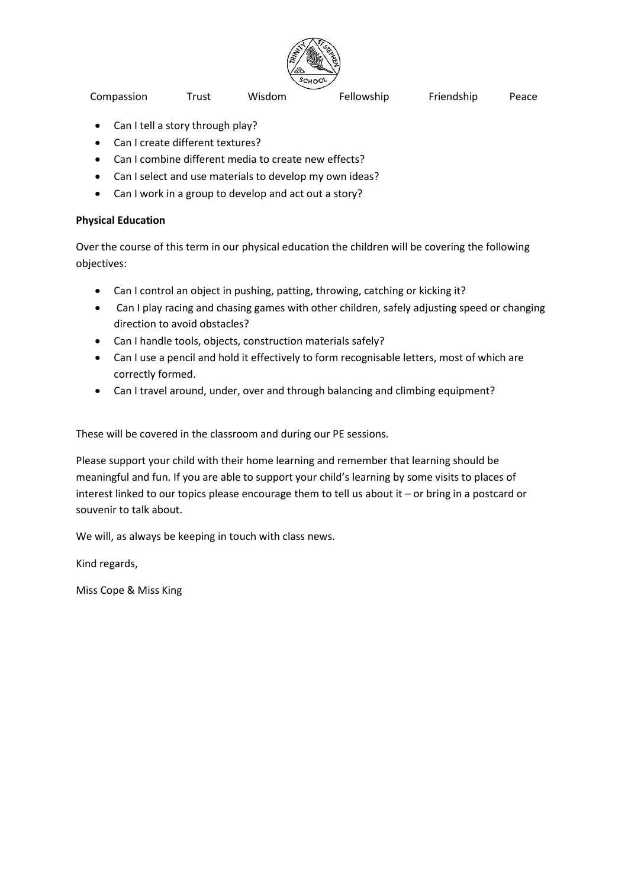Compassion Trust Wisdom Fellowship Friendship Peace

- Can I tell a story through play?
- Can I create different textures?
- Can I combine different media to create new effects?
- Can I select and use materials to develop my own ideas?
- Can I work in a group to develop and act out a story?

**Physical Education**

Over the course of this term in our physical education the children will be covering the following objectives:

- Can I control an object in pushing, patting, throwing, catching or kicking it?
- Can I play racing and chasing games with other children, safely adjusting speed or changing direction to avoid obstacles?
- Can I handle tools, objects, construction materials safely?
- Can I use a pencil and hold it effectively to form recognisable letters, most of which are correctly formed.
- Can I travel around, under, over and through balancing and climbing equipment?

These will be covered in the classroom and during our PE sessions.

Please support your child with their home learning and remember that learning should be meaningful and fun. If you are able to support your child's learning by some visits to places of interest linked to our topics please encourage them to tell us about it – or bring in a postcard or souvenir to talk about.

We will, as always be keeping in touch with class news.

Kind regards,

Miss Cope & Miss King